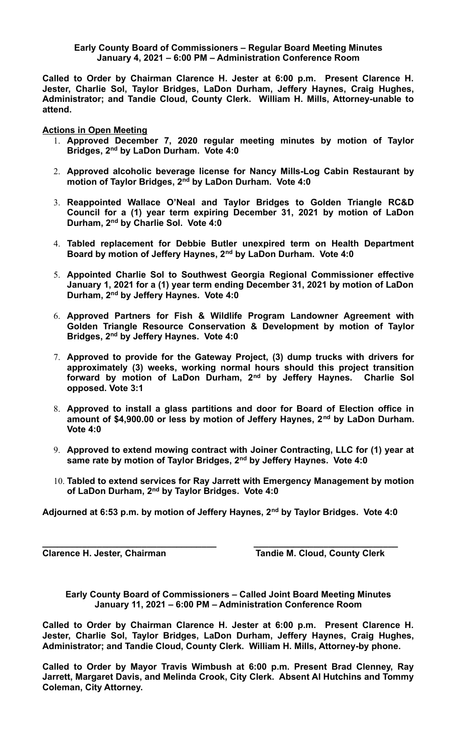**Early County Board of Commissioners – Regular Board Meeting Minutes**
**January 4, 2021 – 6:00 PM – Administration Conference Room**

**Called to Order by Chairman Clarence H. Jester at 6:00 p.m. Present Clarence H. Jester, Charlie Sol, Taylor Bridges, LaDon Durham, Jeffery Haynes, Craig Hughes, Administrator; and Tandie Cloud, County Clerk. William H. Mills, Attorney-unable to attend.**

**Actions in Open Meeting**

1. **Approved December 7, 2020 regular meeting minutes by motion of Taylor Bridges, 2nd by LaDon Durham. Vote 4:0**

2. **Approved alcoholic beverage license for Nancy Mills-Log Cabin Restaurant by motion of Taylor Bridges, 2nd by LaDon Durham. Vote 4:0**

3. **Reappointed Wallace O'Neal and Taylor Bridges to Golden Triangle RC&D Council for a (1) year term expiring December 31, 2021 by motion of LaDon Durham, 2nd by Charlie Sol. Vote 4:0**

4. **Tabled replacement for Debbie Butler unexpired term on Health Department Board by motion of Jeffery Haynes, 2nd by LaDon Durham. Vote 4:0**

5. **Appointed Charlie Sol to Southwest Georgia Regional Commissioner effective January 1, 2021 for a (1) year term ending December 31, 2021 by motion of LaDon Durham, 2nd by Jeffery Haynes. Vote 4:0**

6. **Approved Partners for Fish & Wildlife Program Landowner Agreement with Golden Triangle Resource Conservation & Development by motion of Taylor Bridges, 2nd by Jeffery Haynes. Vote 4:0**

7. **Approved to provide for the Gateway Project, (3) dump trucks with drivers for approximately (3) weeks, working normal hours should this project transition forward by motion of LaDon Durham, 2nd by Jeffery Haynes. Charlie Sol opposed. Vote 3:1**

8. **Approved to install a glass partitions and door for Board of Election office in amount of $4,900.00 or less by motion of Jeffery Haynes, 2nd by LaDon Durham. Vote 4:0**

9. **Approved to extend mowing contract with Joiner Contracting, LLC for (1) year at same rate by motion of Taylor Bridges, 2nd by Jeffery Haynes. Vote 4:0**

10. **Tabled to extend services for Ray Jarrett with Emergency Management by motion of LaDon Durham, 2nd by Taylor Bridges. Vote 4:0**

**Adjourned at 6:53 p.m. by motion of Jeffery Haynes, 2nd by Taylor Bridges. Vote 4:0**

**\_\_\_\_\_\_\_\_\_\_\_\_\_\_\_\_\_\_\_\_\_\_\_\_\_\_\_\_\_\_\_\_\_\_\_\_ \_\_\_\_\_\_\_\_\_\_\_\_\_\_\_\_\_\_\_\_\_\_\_\_\_\_\_\_\_\_\_\_**

**Clarence H. Jester, Chairman Tandie M. Cloud, County Clerk**

**Early County Board of Commissioners – Called Joint Board Meeting Minutes**
**January 11, 2021 – 6:00 PM – Administration Conference Room**

**Called to Order by Chairman Clarence H. Jester at 6:00 p.m. Present Clarence H. Jester, Charlie Sol, Taylor Bridges, LaDon Durham, Jeffery Haynes, Craig Hughes, Administrator; and Tandie Cloud, County Clerk. William H. Mills, Attorney-by phone.**

**Called to Order by Mayor Travis Wimbush at 6:00 p.m. Present Brad Clenney, Ray Jarrett, Margaret Davis, and Melinda Crook, City Clerk. Absent Al Hutchins and Tommy Coleman, City Attorney.**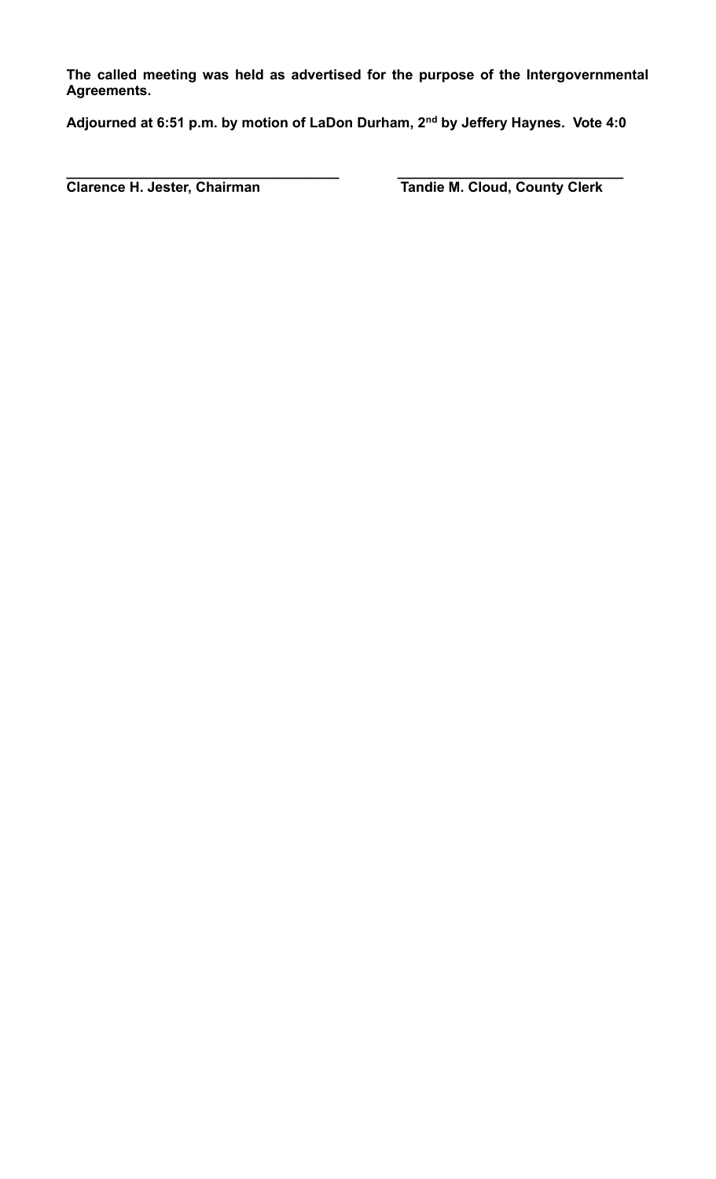**The called meeting was held as advertised for the purpose of the Intergovernmental Agreements.**

**Adjourned at 6:51 p.m. by motion of LaDon Durham, 2nd by Jeffery Haynes. Vote 4:0**

| | |
|---|---|
| ___________________________________ | _____________________________ |
| **Clarence H. Jester, Chairman** | **Tandie M. Cloud, County Clerk** |